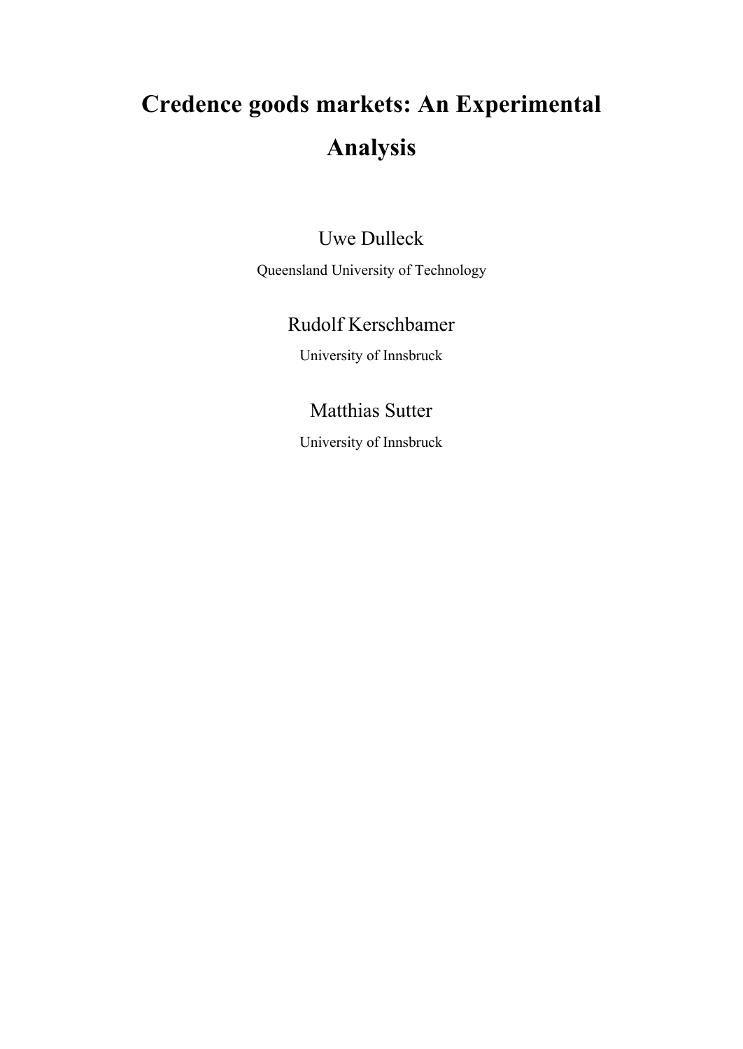# Credence goods markets: An Experimental Analysis

Uwe Dulleck

Queensland University of Technology

Rudolf Kerschbamer

University of Innsbruck

Matthias Sutter

University of Innsbruck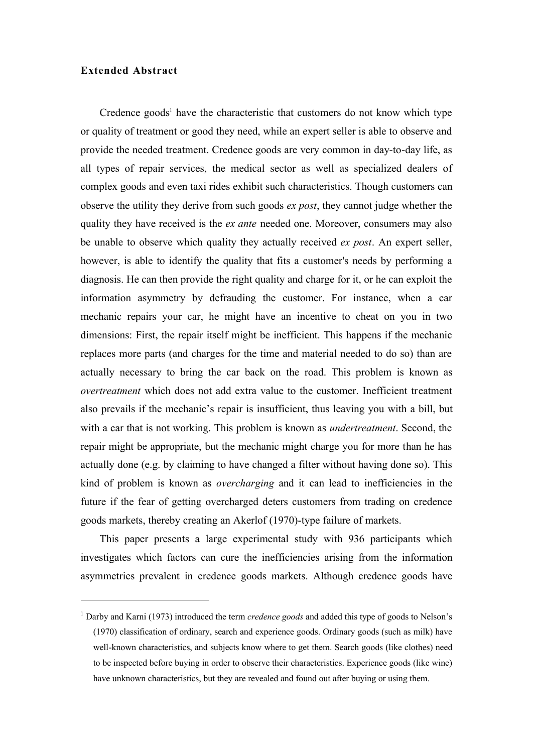**Extended Abstract**

Credence goods[1] have the characteristic that customers do not know which type or quality of treatment or good they need, while an expert seller is able to observe and provide the needed treatment. Credence goods are very common in day-to-day life, as all types of repair services, the medical sector as well as specialized dealers of complex goods and even taxi rides exhibit such characteristics. Though customers can observe the utility they derive from such goods *ex post*, they cannot judge whether the quality they have received is the *ex ante* needed one. Moreover, consumers may also be unable to observe which quality they actually received *ex post*. An expert seller, however, is able to identify the quality that fits a customer's needs by performing a diagnosis. He can then provide the right quality and charge for it, or he can exploit the information asymmetry by defrauding the customer. For instance, when a car mechanic repairs your car, he might have an incentive to cheat on you in two dimensions: First, the repair itself might be inefficient. This happens if the mechanic replaces more parts (and charges for the time and material needed to do so) than are actually necessary to bring the car back on the road. This problem is known as *overtreatment* which does not add extra value to the customer. Inefficient treatment also prevails if the mechanic's repair is insufficient, thus leaving you with a bill, but with a car that is not working. This problem is known as *undertreatment*. Second, the repair might be appropriate, but the mechanic might charge you for more than he has actually done (e.g. by claiming to have changed a filter without having done so). This kind of problem is known as *overcharging* and it can lead to inefficiencies in the future if the fear of getting overcharged deters customers from trading on credence goods markets, thereby creating an Akerlof (1970)-type failure of markets.

This paper presents a large experimental study with 936 participants which investigates which factors can cure the inefficiencies arising from the information asymmetries prevalent in credence goods markets. Although credence goods have

---

[1] Darby and Karni (1973) introduced the term *credence goods* and added this type of goods to Nelson's (1970) classification of ordinary, search and experience goods. Ordinary goods (such as milk) have well-known characteristics, and subjects know where to get them. Search goods (like clothes) need to be inspected before buying in order to observe their characteristics. Experience goods (like wine) have unknown characteristics, but they are revealed and found out after buying or using them.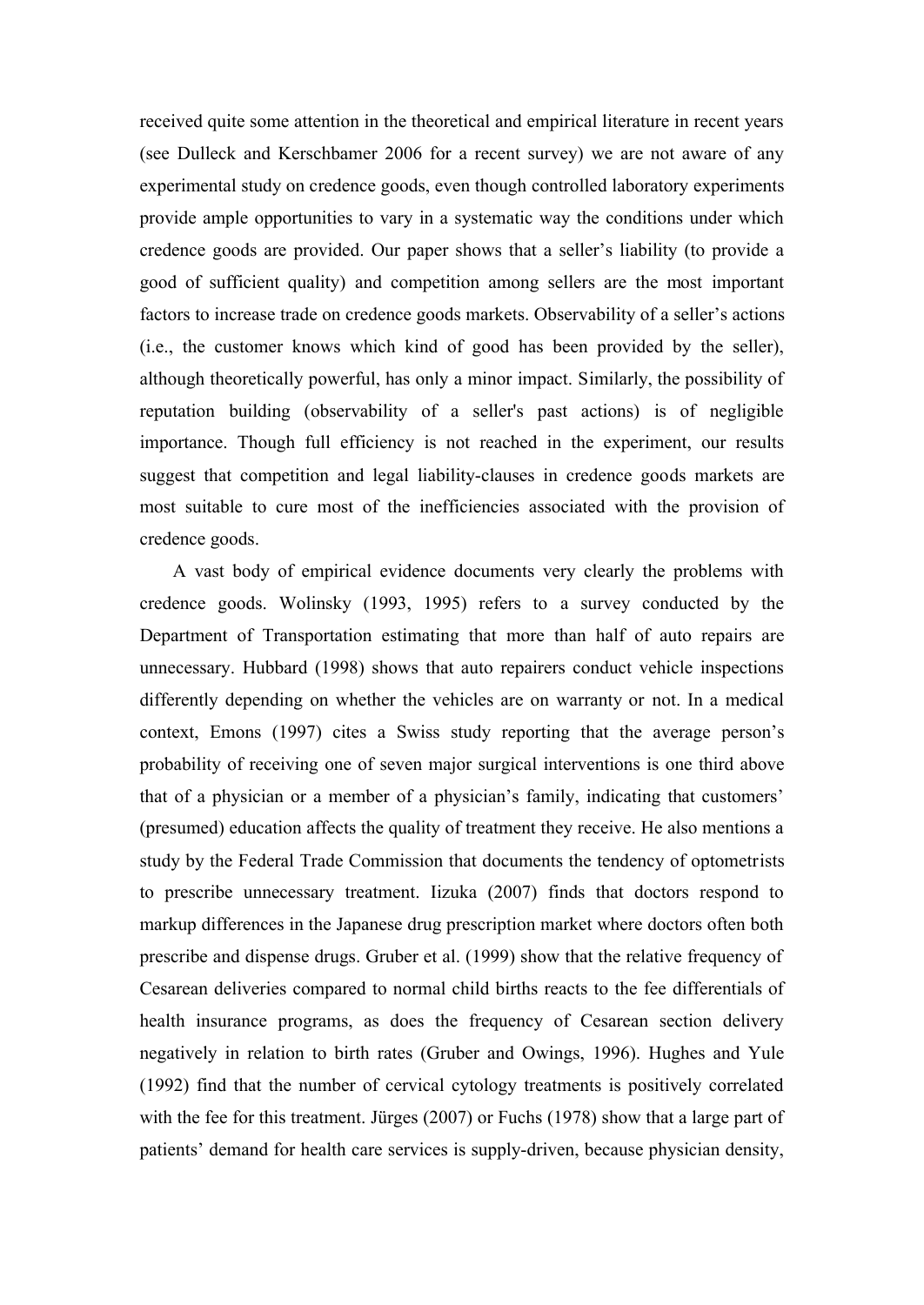received quite some attention in the theoretical and empirical literature in recent years (see Dulleck and Kerschbamer 2006 for a recent survey) we are not aware of any experimental study on credence goods, even though controlled laboratory experiments provide ample opportunities to vary in a systematic way the conditions under which credence goods are provided. Our paper shows that a seller's liability (to provide a good of sufficient quality) and competition among sellers are the most important factors to increase trade on credence goods markets. Observability of a seller's actions (i.e., the customer knows which kind of good has been provided by the seller), although theoretically powerful, has only a minor impact. Similarly, the possibility of reputation building (observability of a seller's past actions) is of negligible importance. Though full efficiency is not reached in the experiment, our results suggest that competition and legal liability-clauses in credence goods markets are most suitable to cure most of the inefficiencies associated with the provision of credence goods.

A vast body of empirical evidence documents very clearly the problems with credence goods. Wolinsky (1993, 1995) refers to a survey conducted by the Department of Transportation estimating that more than half of auto repairs are unnecessary. Hubbard (1998) shows that auto repairers conduct vehicle inspections differently depending on whether the vehicles are on warranty or not. In a medical context, Emons (1997) cites a Swiss study reporting that the average person's probability of receiving one of seven major surgical interventions is one third above that of a physician or a member of a physician's family, indicating that customers' (presumed) education affects the quality of treatment they receive. He also mentions a study by the Federal Trade Commission that documents the tendency of optometrists to prescribe unnecessary treatment. Iizuka (2007) finds that doctors respond to markup differences in the Japanese drug prescription market where doctors often both prescribe and dispense drugs. Gruber et al. (1999) show that the relative frequency of Cesarean deliveries compared to normal child births reacts to the fee differentials of health insurance programs, as does the frequency of Cesarean section delivery negatively in relation to birth rates (Gruber and Owings, 1996). Hughes and Yule (1992) find that the number of cervical cytology treatments is positively correlated with the fee for this treatment. Jürges (2007) or Fuchs (1978) show that a large part of patients' demand for health care services is supply-driven, because physician density,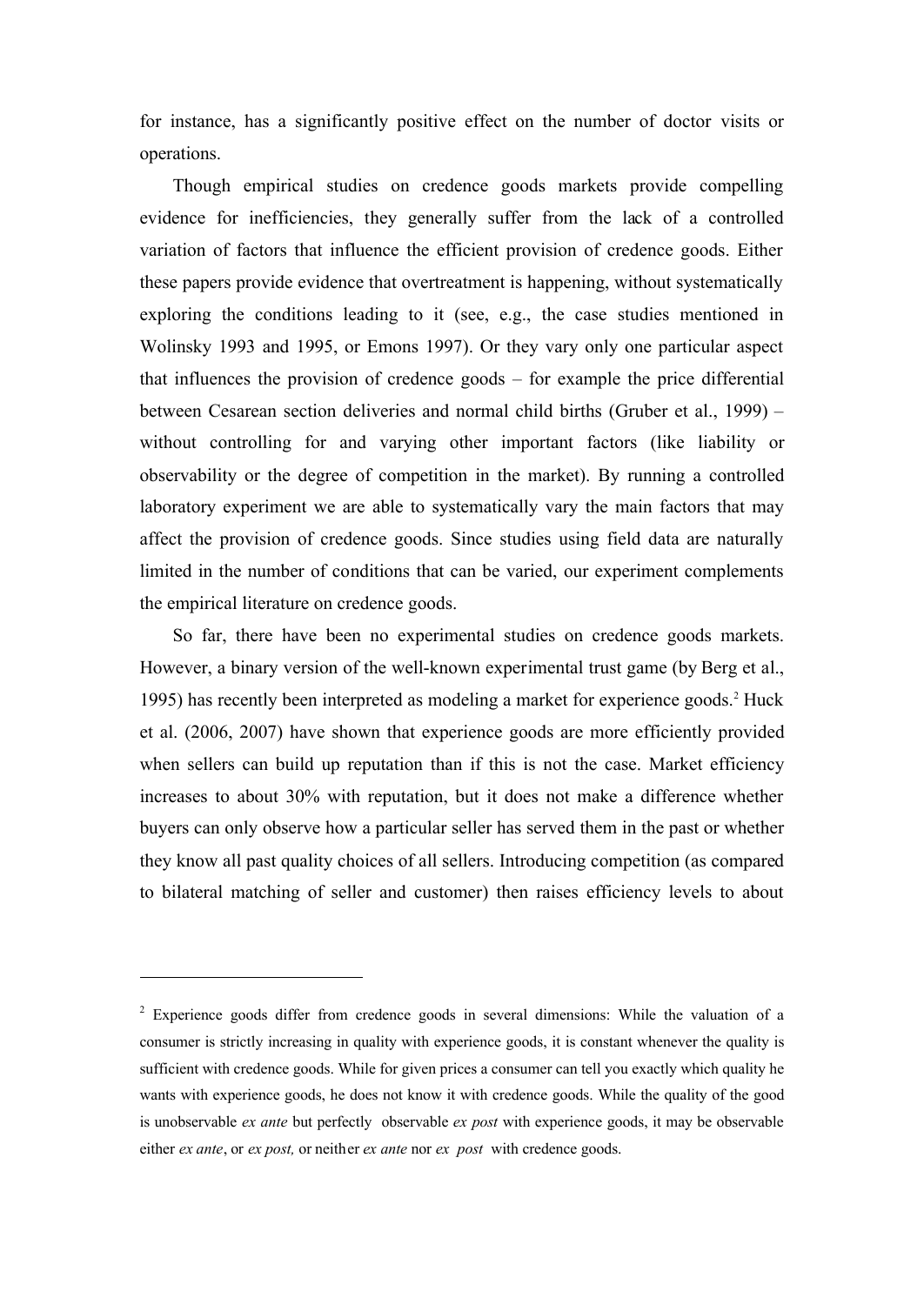for instance, has a significantly positive effect on the number of doctor visits or operations.

Though empirical studies on credence goods markets provide compelling evidence for inefficiencies, they generally suffer from the lack of a controlled variation of factors that influence the efficient provision of credence goods. Either these papers provide evidence that overtreatment is happening, without systematically exploring the conditions leading to it (see, e.g., the case studies mentioned in Wolinsky 1993 and 1995, or Emons 1997). Or they vary only one particular aspect that influences the provision of credence goods – for example the price differential between Cesarean section deliveries and normal child births (Gruber et al., 1999) – without controlling for and varying other important factors (like liability or observability or the degree of competition in the market). By running a controlled laboratory experiment we are able to systematically vary the main factors that may affect the provision of credence goods. Since studies using field data are naturally limited in the number of conditions that can be varied, our experiment complements the empirical literature on credence goods.

So far, there have been no experimental studies on credence goods markets. However, a binary version of the well-known experimental trust game (by Berg et al., 1995) has recently been interpreted as modeling a market for experience goods.[2] Huck et al. (2006, 2007) have shown that experience goods are more efficiently provided when sellers can build up reputation than if this is not the case. Market efficiency increases to about 30% with reputation, but it does not make a difference whether buyers can only observe how a particular seller has served them in the past or whether they know all past quality choices of all sellers. Introducing competition (as compared to bilateral matching of seller and customer) then raises efficiency levels to about

---

[2] Experience goods differ from credence goods in several dimensions: While the valuation of a consumer is strictly increasing in quality with experience goods, it is constant whenever the quality is sufficient with credence goods. While for given prices a consumer can tell you exactly which quality he wants with experience goods, he does not know it with credence goods. While the quality of the good is unobservable *ex ante* but perfectly observable *ex post* with experience goods, it may be observable either *ex ante*, or *ex post,* or neither *ex ante* nor *ex post* with credence goods.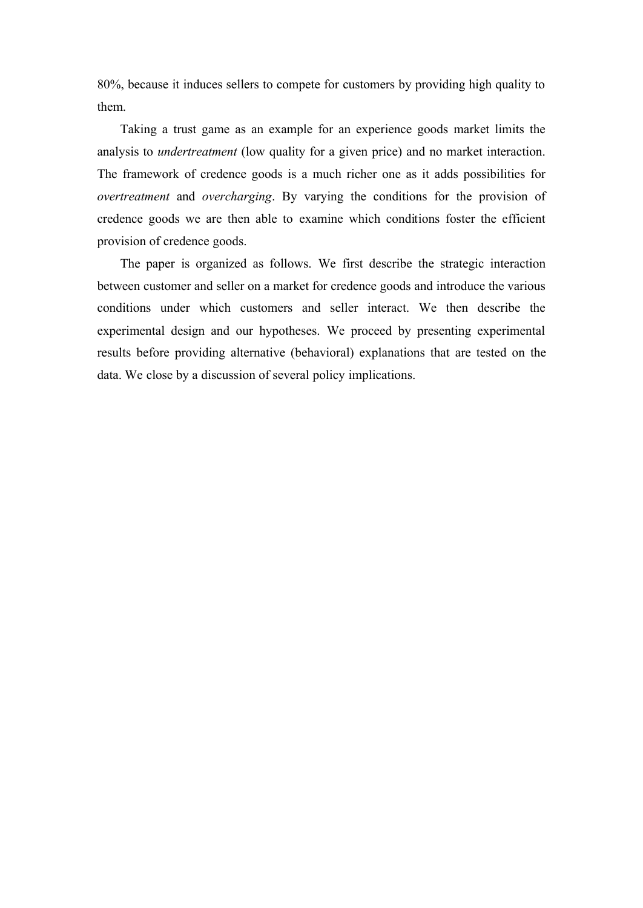80%, because it induces sellers to compete for customers by providing high quality to them.

Taking a trust game as an example for an experience goods market limits the analysis to *undertreatment* (low quality for a given price) and no market interaction. The framework of credence goods is a much richer one as it adds possibilities for *overtreatment* and *overcharging*. By varying the conditions for the provision of credence goods we are then able to examine which conditions foster the efficient provision of credence goods.

The paper is organized as follows. We first describe the strategic interaction between customer and seller on a market for credence goods and introduce the various conditions under which customers and seller interact. We then describe the experimental design and our hypotheses. We proceed by presenting experimental results before providing alternative (behavioral) explanations that are tested on the data. We close by a discussion of several policy implications.